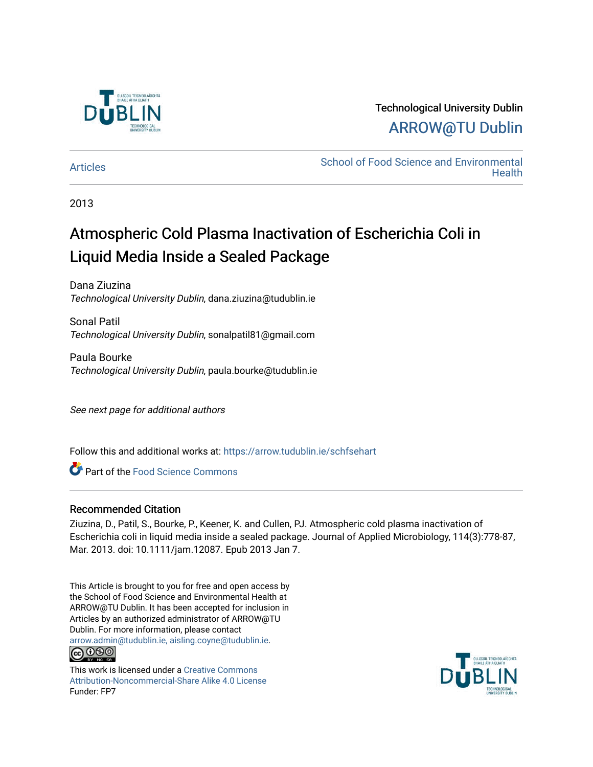Technological University Dublin

ARROW@TU Dublin

Articles

School of Food Science and Environmental Health

2013

# Atmospheric Cold Plasma Inactivation of Escherichia Coli in Liquid Media Inside a Sealed Package

Dana Ziuzina
*Technological University Dublin*, dana.ziuzina@tudublin.ie

Sonal Patil
*Technological University Dublin*, sonalpatil81@gmail.com

Paula Bourke
*Technological University Dublin*, paula.bourke@tudublin.ie

*See next page for additional authors*

Follow this and additional works at: https://arrow.tudublin.ie/schfsehart

Part of the Food Science Commons

## Recommended Citation

Ziuzina, D., Patil, S., Bourke, P., Keener, K. and Cullen, PJ. Atmospheric cold plasma inactivation of Escherichia coli in liquid media inside a sealed package. Journal of Applied Microbiology, 114(3):778-87, Mar. 2013. doi: 10.1111/jam.12087. Epub 2013 Jan 7.

This Article is brought to you for free and open access by the School of Food Science and Environmental Health at ARROW@TU Dublin. It has been accepted for inclusion in Articles by an authorized administrator of ARROW@TU Dublin. For more information, please contact arrow.admin@tudublin.ie, aisling.coyne@tudublin.ie.

This work is licensed under a Creative Commons Attribution-Noncommercial-Share Alike 4.0 License
Funder: FP7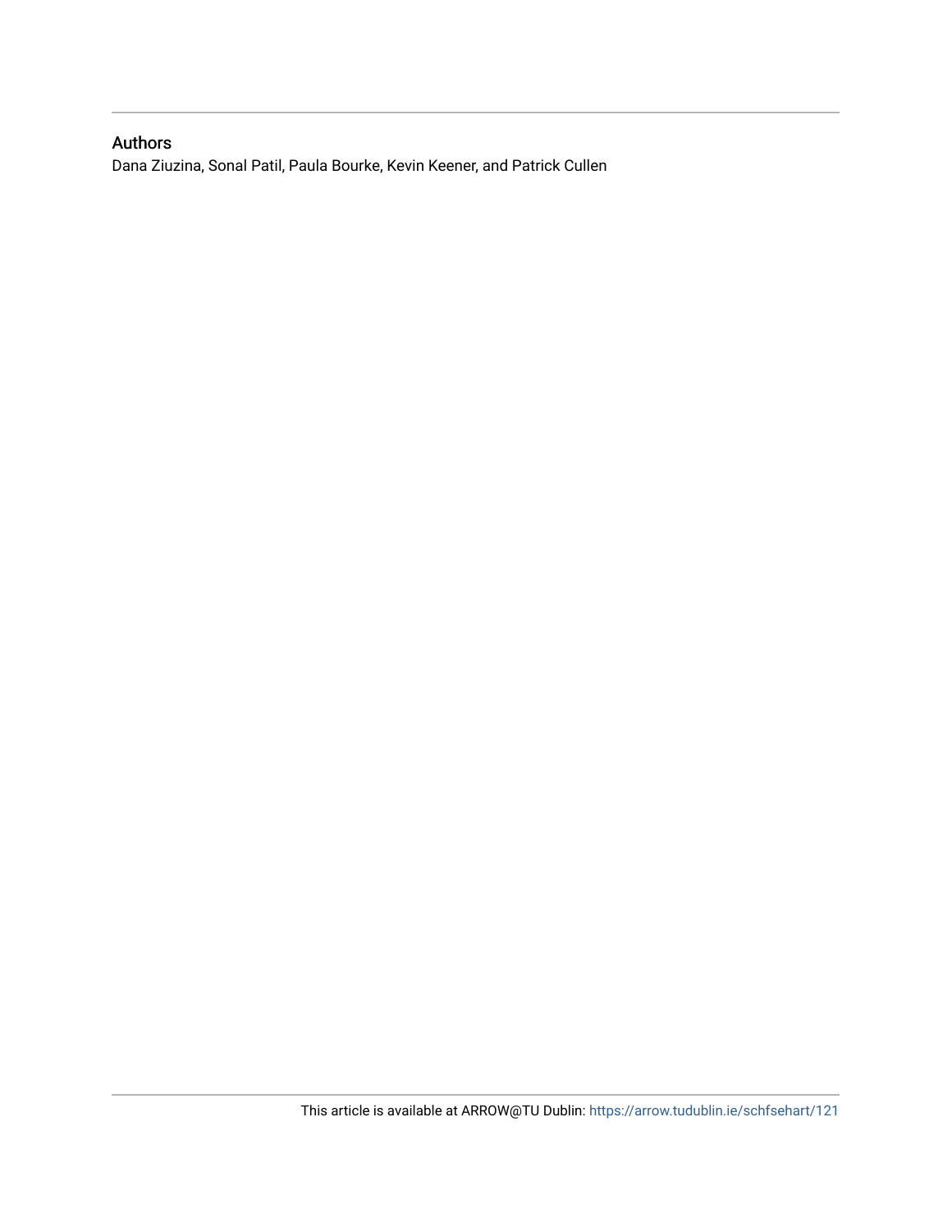## Authors

Dana Ziuzina, Sonal Patil, Paula Bourke, Kevin Keener, and Patrick Cullen

This article is available at ARROW@TU Dublin: https://arrow.tudublin.ie/schfsehart/121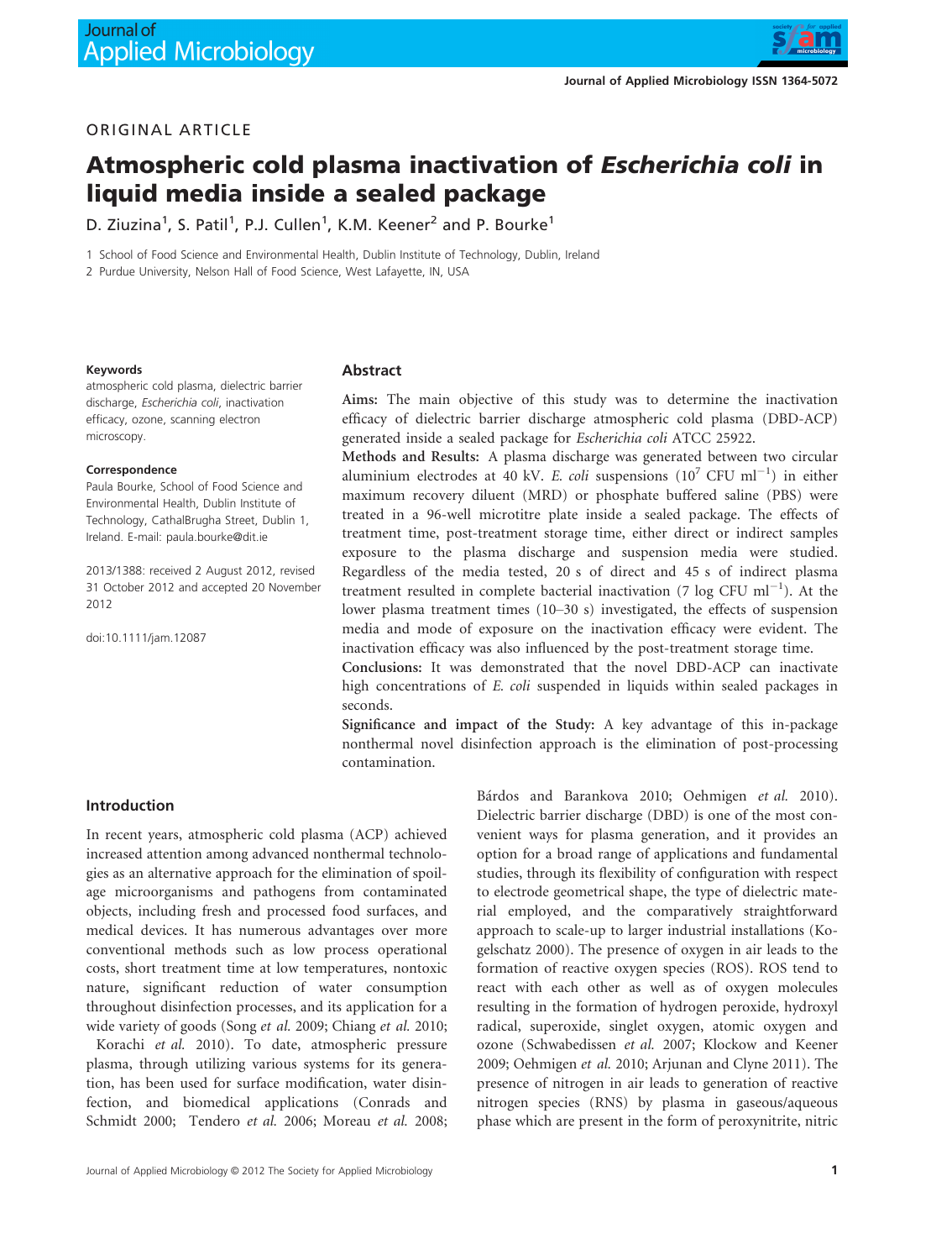ORIGINAL ARTICLE

# Atmospheric cold plasma inactivation of *Escherichia coli* in liquid media inside a sealed package

D. Ziuzina[1], S. Patil[1], P.J. Cullen[1], K.M. Keener[2] and P. Bourke[1]

1 School of Food Science and Environmental Health, Dublin Institute of Technology, Dublin, Ireland

2 Purdue University, Nelson Hall of Food Science, West Lafayette, IN, USA

**Keywords**

atmospheric cold plasma, dielectric barrier discharge, *Escherichia coli*, inactivation efficacy, ozone, scanning electron microscopy.

**Correspondence**

Paula Bourke, School of Food Science and Environmental Health, Dublin Institute of Technology, CathalBrugha Street, Dublin 1, Ireland. E-mail: paula.bourke@dit.ie

2013/1388: received 2 August 2012, revised 31 October 2012 and accepted 20 November 2012

doi:10.1111/jam.12087

## Abstract

**Aims:** The main objective of this study was to determine the inactivation efficacy of dielectric barrier discharge atmospheric cold plasma (DBD-ACP) generated inside a sealed package for *Escherichia coli* ATCC 25922.

**Methods and Results:** A plasma discharge was generated between two circular aluminium electrodes at 40 kV. *E. coli* suspensions ($10^7$ CFU ml$^{-1}$) in either maximum recovery diluent (MRD) or phosphate buffered saline (PBS) were treated in a 96-well microtitre plate inside a sealed package. The effects of treatment time, post-treatment storage time, either direct or indirect samples exposure to the plasma discharge and suspension media were studied. Regardless of the media tested, 20 s of direct and 45 s of indirect plasma treatment resulted in complete bacterial inactivation (7 log CFU ml$^{-1}$). At the lower plasma treatment times (10–30 s) investigated, the effects of suspension media and mode of exposure on the inactivation efficacy were evident. The inactivation efficacy was also influenced by the post-treatment storage time.

**Conclusions:** It was demonstrated that the novel DBD-ACP can inactivate high concentrations of *E. coli* suspended in liquids within sealed packages in seconds.

**Significance and impact of the Study:** A key advantage of this in-package nonthermal novel disinfection approach is the elimination of post-processing contamination.

## Introduction

In recent years, atmospheric cold plasma (ACP) achieved increased attention among advanced nonthermal technologies as an alternative approach for the elimination of spoilage microorganisms and pathogens from contaminated objects, including fresh and processed food surfaces, and medical devices. It has numerous advantages over more conventional methods such as low process operational costs, short treatment time at low temperatures, nontoxic nature, significant reduction of water consumption throughout disinfection processes, and its application for a wide variety of goods (Song *et al.* 2009; Chiang *et al.* 2010; Korachi *et al.* 2010). To date, atmospheric pressure plasma, through utilizing various systems for its generation, has been used for surface modification, water disinfection, and biomedical applications (Conrads and Schmidt 2000; Tendero *et al.* 2006; Moreau *et al.* 2008; Bárdos and Barankova 2010; Oehmigen *et al.* 2010). Dielectric barrier discharge (DBD) is one of the most convenient ways for plasma generation, and it provides an option for a broad range of applications and fundamental studies, through its flexibility of configuration with respect to electrode geometrical shape, the type of dielectric material employed, and the comparatively straightforward approach to scale-up to larger industrial installations (Kogelschatz 2000). The presence of oxygen in air leads to the formation of reactive oxygen species (ROS). ROS tend to react with each other as well as of oxygen molecules resulting in the formation of hydrogen peroxide, hydroxyl radical, superoxide, singlet oxygen, atomic oxygen and ozone (Schwabedissen *et al.* 2007; Klockow and Keener 2009; Oehmigen *et al.* 2010; Arjunan and Clyne 2011). The presence of nitrogen in air leads to generation of reactive nitrogen species (RNS) by plasma in gaseous/aqueous phase which are present in the form of peroxynitrite, nitric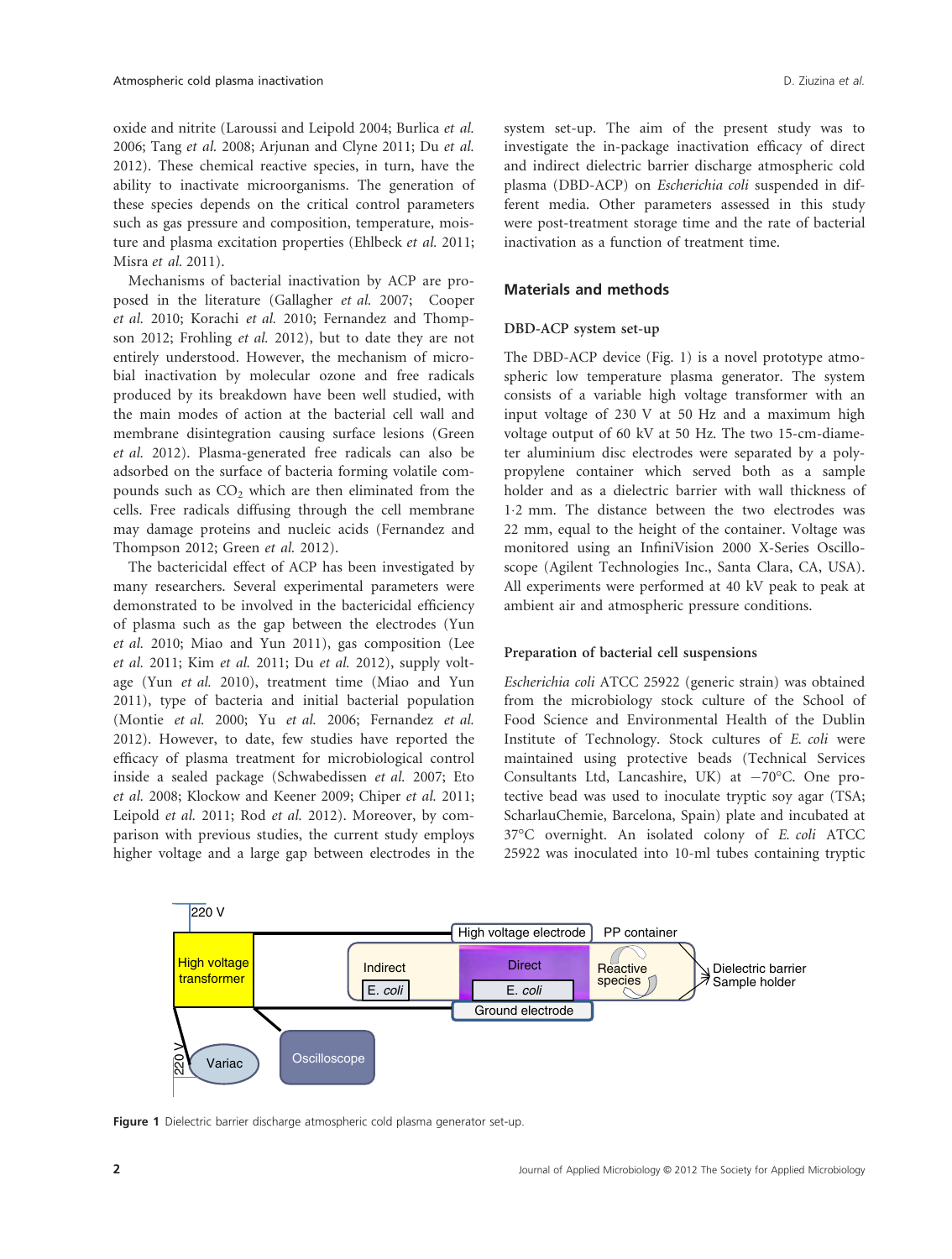oxide and nitrite (Laroussi and Leipold 2004; Burlica *et al.* 2006; Tang *et al.* 2008; Arjunan and Clyne 2011; Du *et al.* 2012). These chemical reactive species, in turn, have the ability to inactivate microorganisms. The generation of these species depends on the critical control parameters such as gas pressure and composition, temperature, moisture and plasma excitation properties (Ehlbeck *et al.* 2011; Misra *et al.* 2011).

Mechanisms of bacterial inactivation by ACP are proposed in the literature (Gallagher *et al.* 2007; Cooper *et al.* 2010; Korachi *et al.* 2010; Fernandez and Thompson 2012; Frohling *et al.* 2012), but to date they are not entirely understood. However, the mechanism of microbial inactivation by molecular ozone and free radicals produced by its breakdown have been well studied, with the main modes of action at the bacterial cell wall and membrane disintegration causing surface lesions (Green *et al.* 2012). Plasma-generated free radicals can also be adsorbed on the surface of bacteria forming volatile compounds such as $CO_2$ which are then eliminated from the cells. Free radicals diffusing through the cell membrane may damage proteins and nucleic acids (Fernandez and Thompson 2012; Green *et al.* 2012).

The bactericidal effect of ACP has been investigated by many researchers. Several experimental parameters were demonstrated to be involved in the bactericidal efficiency of plasma such as the gap between the electrodes (Yun *et al.* 2010; Miao and Yun 2011), gas composition (Lee *et al.* 2011; Kim *et al.* 2011; Du *et al.* 2012), supply voltage (Yun *et al.* 2010), treatment time (Miao and Yun 2011), type of bacteria and initial bacterial population (Montie *et al.* 2000; Yu *et al.* 2006; Fernandez *et al.* 2012). However, to date, few studies have reported the efficacy of plasma treatment for microbiological control inside a sealed package (Schwabedissen *et al.* 2007; Eto *et al.* 2008; Klockow and Keener 2009; Chiper *et al.* 2011; Leipold *et al.* 2011; Rod *et al.* 2012). Moreover, by comparison with previous studies, the current study employs higher voltage and a large gap between electrodes in the system set-up. The aim of the present study was to investigate the in-package inactivation efficacy of direct and indirect dielectric barrier discharge atmospheric cold plasma (DBD-ACP) on *Escherichia coli* suspended in different media. Other parameters assessed in this study were post-treatment storage time and the rate of bacterial inactivation as a function of treatment time.

## Materials and methods

### DBD-ACP system set-up

The DBD-ACP device (Fig. 1) is a novel prototype atmospheric low temperature plasma generator. The system consists of a variable high voltage transformer with an input voltage of 230 V at 50 Hz and a maximum high voltage output of 60 kV at 50 Hz. The two 15-cm-diameter aluminium disc electrodes were separated by a polypropylene container which served both as a sample holder and as a dielectric barrier with wall thickness of 1·2 mm. The distance between the two electrodes was 22 mm, equal to the height of the container. Voltage was monitored using an InfiniVision 2000 X-Series Oscilloscope (Agilent Technologies Inc., Santa Clara, CA, USA). All experiments were performed at 40 kV peak to peak at ambient air and atmospheric pressure conditions.

### Preparation of bacterial cell suspensions

*Escherichia coli* ATCC 25922 (generic strain) was obtained from the microbiology stock culture of the School of Food Science and Environmental Health of the Dublin Institute of Technology. Stock cultures of *E. coli* were maintained using protective beads (Technical Services Consultants Ltd, Lancashire, UK) at −70°C. One protective bead was used to inoculate tryptic soy agar (TSA; ScharlauChemie, Barcelona, Spain) plate and incubated at 37°C overnight. An isolated colony of *E. coli* ATCC 25922 was inoculated into 10-ml tubes containing tryptic

**Figure 1** Dielectric barrier discharge atmospheric cold plasma generator set-up.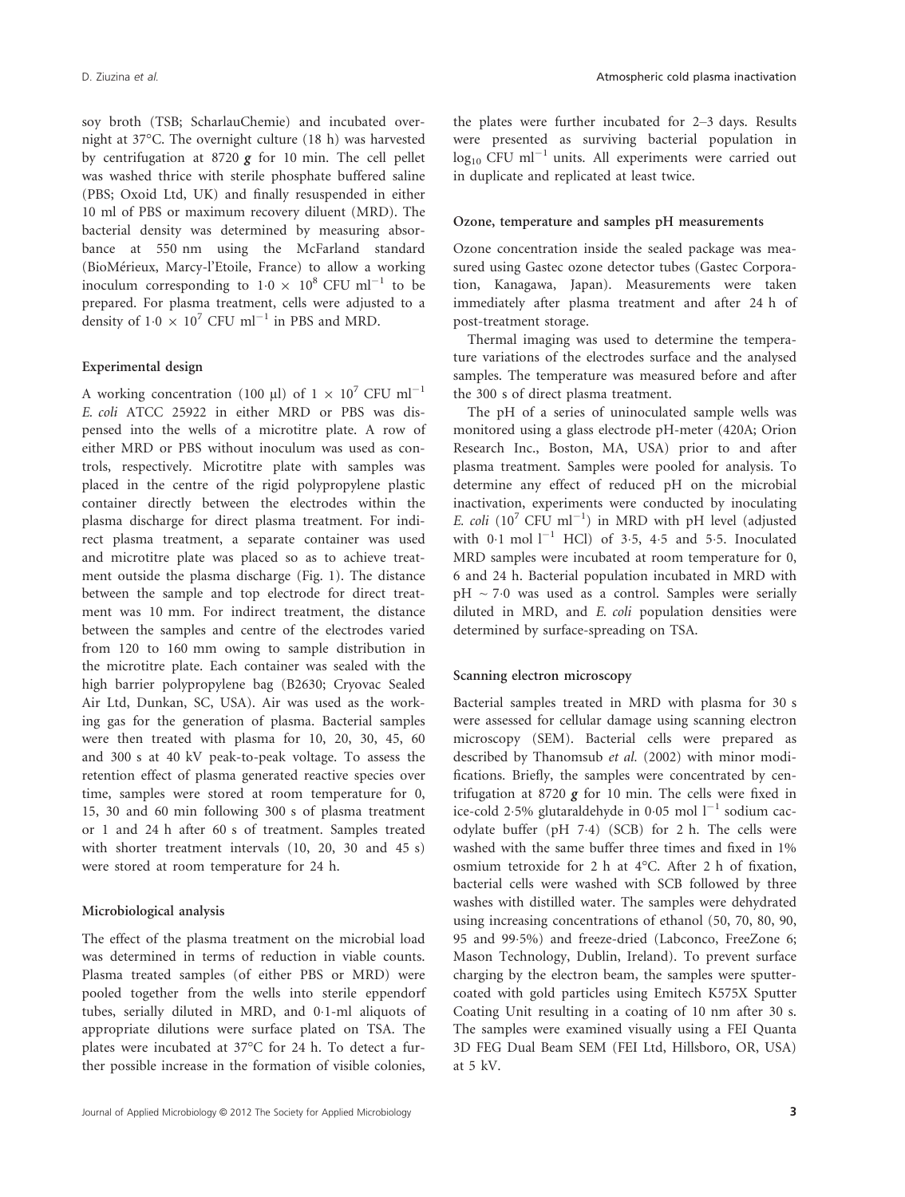soy broth (TSB; ScharlauChemie) and incubated overnight at 37°C. The overnight culture (18 h) was harvested by centrifugation at 8720 ***g*** for 10 min. The cell pellet was washed thrice with sterile phosphate buffered saline (PBS; Oxoid Ltd, UK) and finally resuspended in either 10 ml of PBS or maximum recovery diluent (MRD). The bacterial density was determined by measuring absorbance at 550 nm using the McFarland standard (BioMérieux, Marcy-l'Etoile, France) to allow a working inoculum corresponding to $1{\cdot}0 \times 10^8$ CFU ml$^{-1}$ to be prepared. For plasma treatment, cells were adjusted to a density of $1{\cdot}0 \times 10^7$ CFU ml$^{-1}$ in PBS and MRD.

### Experimental design

A working concentration (100 μl) of $1 \times 10^7$ CFU ml$^{-1}$ *E. coli* ATCC 25922 in either MRD or PBS was dispensed into the wells of a microtitre plate. A row of either MRD or PBS without inoculum was used as controls, respectively. Microtitre plate with samples was placed in the centre of the rigid polypropylene plastic container directly between the electrodes within the plasma discharge for direct plasma treatment. For indirect plasma treatment, a separate container was used and microtitre plate was placed so as to achieve treatment outside the plasma discharge (Fig. 1). The distance between the sample and top electrode for direct treatment was 10 mm. For indirect treatment, the distance between the samples and centre of the electrodes varied from 120 to 160 mm owing to sample distribution in the microtitre plate. Each container was sealed with the high barrier polypropylene bag (B2630; Cryovac Sealed Air Ltd, Dunkan, SC, USA). Air was used as the working gas for the generation of plasma. Bacterial samples were then treated with plasma for 10, 20, 30, 45, 60 and 300 s at 40 kV peak-to-peak voltage. To assess the retention effect of plasma generated reactive species over time, samples were stored at room temperature for 0, 15, 30 and 60 min following 300 s of plasma treatment or 1 and 24 h after 60 s of treatment. Samples treated with shorter treatment intervals (10, 20, 30 and 45 s) were stored at room temperature for 24 h.

### Microbiological analysis

The effect of the plasma treatment on the microbial load was determined in terms of reduction in viable counts. Plasma treated samples (of either PBS or MRD) were pooled together from the wells into sterile eppendorf tubes, serially diluted in MRD, and 0·1-ml aliquots of appropriate dilutions were surface plated on TSA. The plates were incubated at 37°C for 24 h. To detect a further possible increase in the formation of visible colonies, the plates were further incubated for 2–3 days. Results were presented as surviving bacterial population in $\log_{10}$ CFU ml$^{-1}$ units. All experiments were carried out in duplicate and replicated at least twice.

### Ozone, temperature and samples pH measurements

Ozone concentration inside the sealed package was measured using Gastec ozone detector tubes (Gastec Corporation, Kanagawa, Japan). Measurements were taken immediately after plasma treatment and after 24 h of post-treatment storage.

Thermal imaging was used to determine the temperature variations of the electrodes surface and the analysed samples. The temperature was measured before and after the 300 s of direct plasma treatment.

The pH of a series of uninoculated sample wells was monitored using a glass electrode pH-meter (420A; Orion Research Inc., Boston, MA, USA) prior to and after plasma treatment. Samples were pooled for analysis. To determine any effect of reduced pH on the microbial inactivation, experiments were conducted by inoculating *E. coli* ($10^7$ CFU ml$^{-1}$) in MRD with pH level (adjusted with 0·1 mol l$^{-1}$ HCl) of 3·5, 4·5 and 5·5. Inoculated MRD samples were incubated at room temperature for 0, 6 and 24 h. Bacterial population incubated in MRD with pH ~ 7·0 was used as a control. Samples were serially diluted in MRD, and *E. coli* population densities were determined by surface-spreading on TSA.

### Scanning electron microscopy

Bacterial samples treated in MRD with plasma for 30 s were assessed for cellular damage using scanning electron microscopy (SEM). Bacterial cells were prepared as described by Thanomsub *et al.* (2002) with minor modifications. Briefly, the samples were concentrated by centrifugation at 8720 ***g*** for 10 min. The cells were fixed in ice-cold 2·5% glutaraldehyde in 0·05 mol l$^{-1}$ sodium cacodylate buffer (pH 7·4) (SCB) for 2 h. The cells were washed with the same buffer three times and fixed in 1% osmium tetroxide for 2 h at 4°C. After 2 h of fixation, bacterial cells were washed with SCB followed by three washes with distilled water. The samples were dehydrated using increasing concentrations of ethanol (50, 70, 80, 90, 95 and 99·5%) and freeze-dried (Labconco, FreeZone 6; Mason Technology, Dublin, Ireland). To prevent surface charging by the electron beam, the samples were sputter-coated with gold particles using Emitech K575X Sputter Coating Unit resulting in a coating of 10 nm after 30 s. The samples were examined visually using a FEI Quanta 3D FEG Dual Beam SEM (FEI Ltd, Hillsboro, OR, USA) at 5 kV.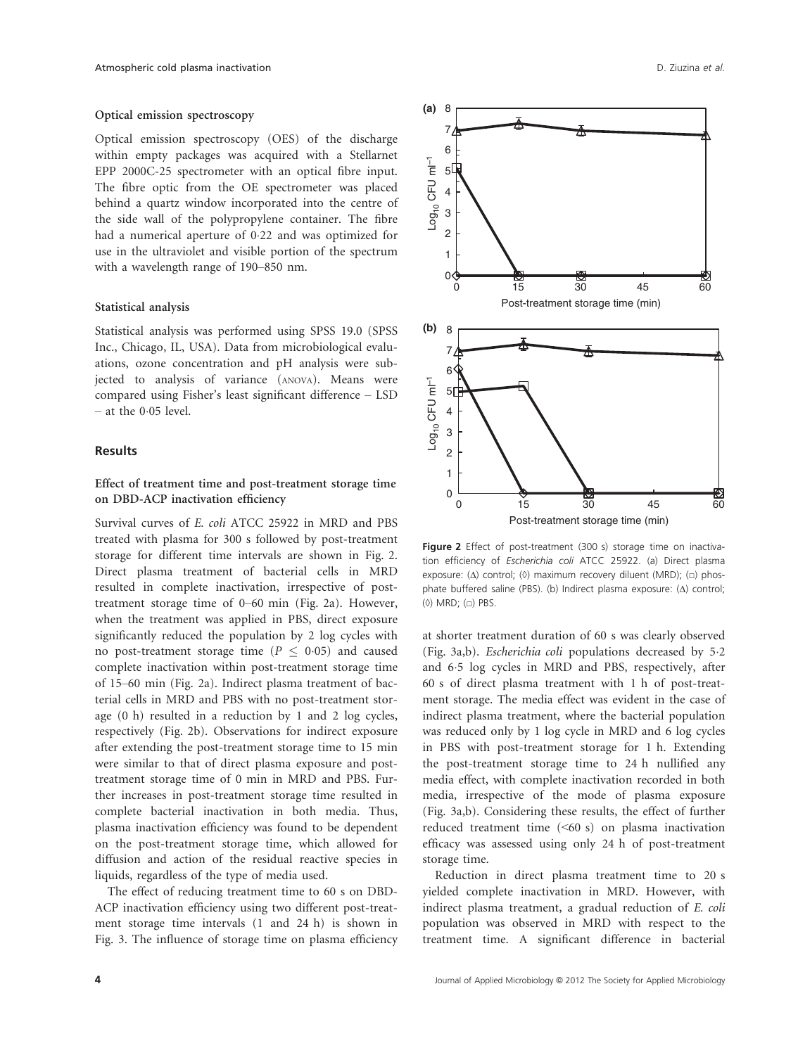### Optical emission spectroscopy

Optical emission spectroscopy (OES) of the discharge within empty packages was acquired with a Stellarnet EPP 2000C-25 spectrometer with an optical fibre input. The fibre optic from the OE spectrometer was placed behind a quartz window incorporated into the centre of the side wall of the polypropylene container. The fibre had a numerical aperture of 0·22 and was optimized for use in the ultraviolet and visible portion of the spectrum with a wavelength range of 190–850 nm.

### Statistical analysis

Statistical analysis was performed using SPSS 19.0 (SPSS Inc., Chicago, IL, USA). Data from microbiological evaluations, ozone concentration and pH analysis were subjected to analysis of variance (ANOVA). Means were compared using Fisher's least significant difference – LSD – at the 0·05 level.

## Results

### Effect of treatment time and post-treatment storage time on DBD-ACP inactivation efficiency

Survival curves of *E. coli* ATCC 25922 in MRD and PBS treated with plasma for 300 s followed by post-treatment storage for different time intervals are shown in Fig. 2. Direct plasma treatment of bacterial cells in MRD resulted in complete inactivation, irrespective of post-treatment storage time of 0–60 min (Fig. 2a). However, when the treatment was applied in PBS, direct exposure significantly reduced the population by 2 log cycles with no post-treatment storage time ($P \leq 0{\cdot}05$) and caused complete inactivation within post-treatment storage time of 15–60 min (Fig. 2a). Indirect plasma treatment of bacterial cells in MRD and PBS with no post-treatment storage (0 h) resulted in a reduction by 1 and 2 log cycles, respectively (Fig. 2b). Observations for indirect exposure after extending the post-treatment storage time to 15 min were similar to that of direct plasma exposure and post-treatment storage time of 0 min in MRD and PBS. Further increases in post-treatment storage time resulted in complete bacterial inactivation in both media. Thus, plasma inactivation efficiency was found to be dependent on the post-treatment storage time, which allowed for diffusion and action of the residual reactive species in liquids, regardless of the type of media used.

The effect of reducing treatment time to 60 s on DBD-ACP inactivation efficiency using two different post-treatment storage time intervals (1 and 24 h) is shown in Fig. 3. The influence of storage time on plasma efficiency at shorter treatment duration of 60 s was clearly observed (Fig. 3a,b). *Escherichia coli* populations decreased by 5·2 and 6·5 log cycles in MRD and PBS, respectively, after 60 s of direct plasma treatment with 1 h of post-treatment storage. The media effect was evident in the case of indirect plasma treatment, where the bacterial population was reduced only by 1 log cycle in MRD and 6 log cycles in PBS with post-treatment storage for 1 h. Extending the post-treatment storage time to 24 h nullified any media effect, with complete inactivation recorded in both media, irrespective of the mode of plasma exposure (Fig. 3a,b). Considering these results, the effect of further reduced treatment time (<60 s) on plasma inactivation efficacy was assessed using only 24 h of post-treatment storage time.

Reduction in direct plasma treatment time to 20 s yielded complete inactivation in MRD. However, with indirect plasma treatment, a gradual reduction of *E. coli* population was observed in MRD with respect to the treatment time. A significant difference in bacterial

**Figure 2** Effect of post-treatment (300 s) storage time on inactivation efficiency of *Escherichia coli* ATCC 25922. (a) Direct plasma exposure: (Δ) control; (◊) maximum recovery diluent (MRD); (□) phosphate buffered saline (PBS). (b) Indirect plasma exposure: (Δ) control; (◊) MRD; (□) PBS.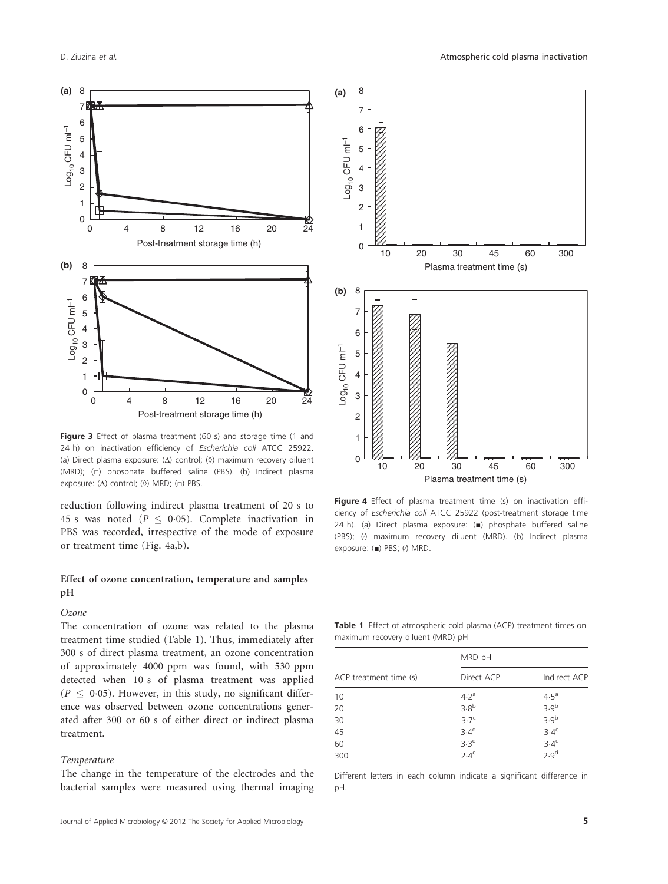Figure 3 Effect of plasma treatment (60 s) and storage time (1 and 24 h) on inactivation efficiency of *Escherichia coli* ATCC 25922. (a) Direct plasma exposure: (Δ) control; (◊) maximum recovery diluent (MRD); (□) phosphate buffered saline (PBS). (b) Indirect plasma exposure: (Δ) control; (◊) MRD; (□) PBS.

reduction following indirect plasma treatment of 20 s to 45 s was noted ($P \leq 0.05$). Complete inactivation in PBS was recorded, irrespective of the mode of exposure or treatment time (Fig. 4a,b).

### Effect of ozone concentration, temperature and samples pH

#### *Ozone*

The concentration of ozone was related to the plasma treatment time studied (Table 1). Thus, immediately after 300 s of direct plasma treatment, an ozone concentration of approximately 4000 ppm was found, with 530 ppm detected when 10 s of plasma treatment was applied ($P \leq 0.05$). However, in this study, no significant difference was observed between ozone concentrations generated after 300 or 60 s of either direct or indirect plasma treatment.

#### *Temperature*

The change in the temperature of the electrodes and the bacterial samples were measured using thermal imaging

Figure 4 Effect of plasma treatment time (s) on inactivation efficiency of *Escherichia coli* ATCC 25922 (post-treatment storage time 24 h). (a) Direct plasma exposure: (■) phosphate buffered saline (PBS); (▨) maximum recovery diluent (MRD). (b) Indirect plasma exposure: (■) PBS; (▨) MRD.

Table 1 Effect of atmospheric cold plasma (ACP) treatment times on maximum recovery diluent (MRD) pH

| ACP treatment time (s) | MRD pH | |
|---|---|---|
| | Direct ACP | Indirect ACP |
| 10 | 4·2[a] | 4·5[a] |
| 20 | 3·8[b] | 3·9[b] |
| 30 | 3·7[c] | 3·9[b] |
| 45 | 3·4[d] | 3·4[c] |
| 60 | 3·3[d] | 3·4[c] |
| 300 | 2·4[e] | 2·9[d] |

Different letters in each column indicate a significant difference in pH.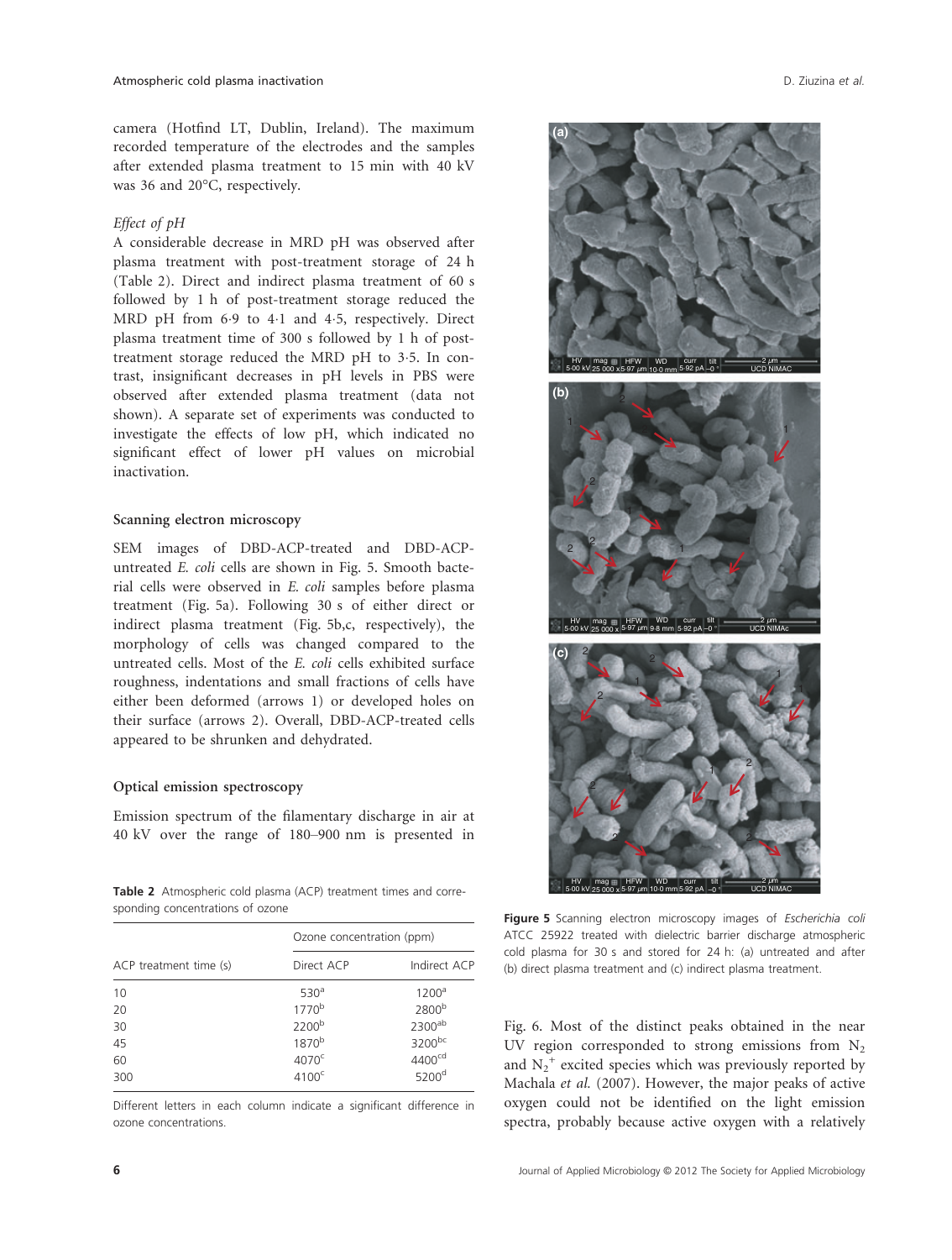camera (Hotfind LT, Dublin, Ireland). The maximum recorded temperature of the electrodes and the samples after extended plasma treatment to 15 min with 40 kV was 36 and 20°C, respectively.

*Effect of pH*

A considerable decrease in MRD pH was observed after plasma treatment with post-treatment storage of 24 h (Table 2). Direct and indirect plasma treatment of 60 s followed by 1 h of post-treatment storage reduced the MRD pH from 6·9 to 4·1 and 4·5, respectively. Direct plasma treatment time of 300 s followed by 1 h of post-treatment storage reduced the MRD pH to 3·5. In contrast, insignificant decreases in pH levels in PBS were observed after extended plasma treatment (data not shown). A separate set of experiments was conducted to investigate the effects of low pH, which indicated no significant effect of lower pH values on microbial inactivation.

## Scanning electron microscopy

SEM images of DBD-ACP-treated and DBD-ACP-untreated *E. coli* cells are shown in Fig. 5. Smooth bacterial cells were observed in *E. coli* samples before plasma treatment (Fig. 5a). Following 30 s of either direct or indirect plasma treatment (Fig. 5b,c, respectively), the morphology of cells was changed compared to the untreated cells. Most of the *E. coli* cells exhibited surface roughness, indentations and small fractions of cells have either been deformed (arrows 1) or developed holes on their surface (arrows 2). Overall, DBD-ACP-treated cells appeared to be shrunken and dehydrated.

## Optical emission spectroscopy

Emission spectrum of the filamentary discharge in air at 40 kV over the range of 180–900 nm is presented in Fig. 6. Most of the distinct peaks obtained in the near UV region corresponded to strong emissions from $N_2$ and $N_2^+$ excited species which was previously reported by Machala *et al.* (2007). However, the major peaks of active oxygen could not be identified on the light emission spectra, probably because active oxygen with a relatively

**Table 2** Atmospheric cold plasma (ACP) treatment times and corresponding concentrations of ozone

| ACP treatment time (s) | Ozone concentration (ppm) | |
|---|---|---|
| | Direct ACP | Indirect ACP |
| 10 | 530[a] | 1200[a] |
| 20 | 1770[b] | 2800[b] |
| 30 | 2200[b] | 2300[ab] |
| 45 | 1870[b] | 3200[bc] |
| 60 | 4070[c] | 4400[cd] |
| 300 | 4100[c] | 5200[d] |

Different letters in each column indicate a significant difference in ozone concentrations.

**Figure 5** Scanning electron microscopy images of *Escherichia coli* ATCC 25922 treated with dielectric barrier discharge atmospheric cold plasma for 30 s and stored for 24 h: (a) untreated and after (b) direct plasma treatment and (c) indirect plasma treatment.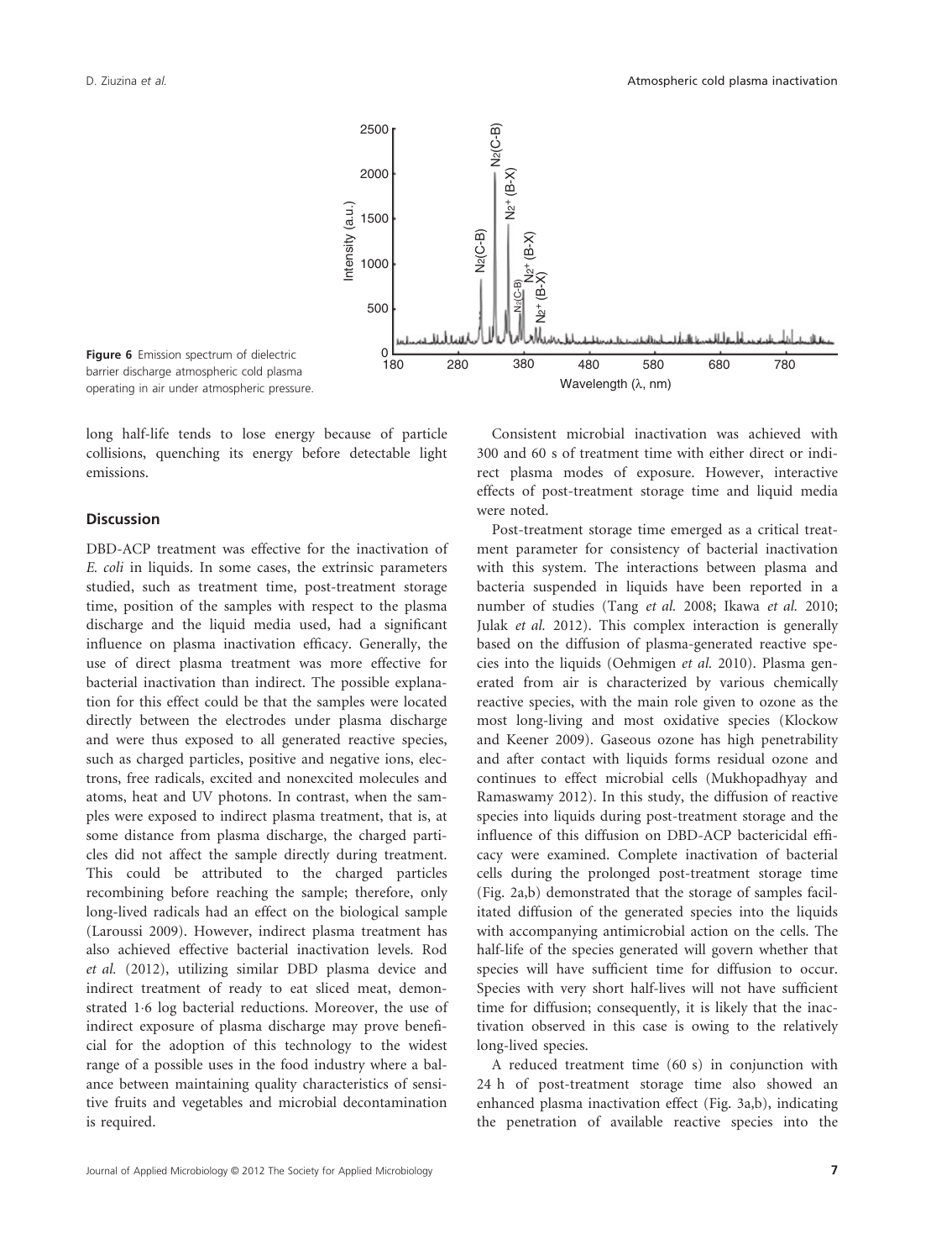Figure 6 Emission spectrum of dielectric barrier discharge atmospheric cold plasma operating in air under atmospheric pressure.

long half-life tends to lose energy because of particle collisions, quenching its energy before detectable light emissions.

## Discussion

DBD-ACP treatment was effective for the inactivation of *E. coli* in liquids. In some cases, the extrinsic parameters studied, such as treatment time, post-treatment storage time, position of the samples with respect to the plasma discharge and the liquid media used, had a significant influence on plasma inactivation efficacy. Generally, the use of direct plasma treatment was more effective for bacterial inactivation than indirect. The possible explanation for this effect could be that the samples were located directly between the electrodes under plasma discharge and were thus exposed to all generated reactive species, such as charged particles, positive and negative ions, electrons, free radicals, excited and nonexcited molecules and atoms, heat and UV photons. In contrast, when the samples were exposed to indirect plasma treatment, that is, at some distance from plasma discharge, the charged particles did not affect the sample directly during treatment. This could be attributed to the charged particles recombining before reaching the sample; therefore, only long-lived radicals had an effect on the biological sample (Laroussi 2009). However, indirect plasma treatment has also achieved effective bacterial inactivation levels. Rod *et al.* (2012), utilizing similar DBD plasma device and indirect treatment of ready to eat sliced meat, demonstrated 1·6 log bacterial reductions. Moreover, the use of indirect exposure of plasma discharge may prove beneficial for the adoption of this technology to the widest range of a possible uses in the food industry where a balance between maintaining quality characteristics of sensitive fruits and vegetables and microbial decontamination is required.

Consistent microbial inactivation was achieved with 300 and 60 s of treatment time with either direct or indirect plasma modes of exposure. However, interactive effects of post-treatment storage time and liquid media were noted.

Post-treatment storage time emerged as a critical treatment parameter for consistency of bacterial inactivation with this system. The interactions between plasma and bacteria suspended in liquids have been reported in a number of studies (Tang *et al.* 2008; Ikawa *et al.* 2010; Julak *et al.* 2012). This complex interaction is generally based on the diffusion of plasma-generated reactive species into the liquids (Oehmigen *et al.* 2010). Plasma generated from air is characterized by various chemically reactive species, with the main role given to ozone as the most long-living and most oxidative species (Klockow and Keener 2009). Gaseous ozone has high penetrability and after contact with liquids forms residual ozone and continues to effect microbial cells (Mukhopadhyay and Ramaswamy 2012). In this study, the diffusion of reactive species into liquids during post-treatment storage and the influence of this diffusion on DBD-ACP bactericidal efficacy were examined. Complete inactivation of bacterial cells during the prolonged post-treatment storage time (Fig. 2a,b) demonstrated that the storage of samples facilitated diffusion of the generated species into the liquids with accompanying antimicrobial action on the cells. The half-life of the species generated will govern whether that species will have sufficient time for diffusion to occur. Species with very short half-lives will not have sufficient time for diffusion; consequently, it is likely that the inactivation observed in this case is owing to the relatively long-lived species.

A reduced treatment time (60 s) in conjunction with 24 h of post-treatment storage time also showed an enhanced plasma inactivation effect (Fig. 3a,b), indicating the penetration of available reactive species into the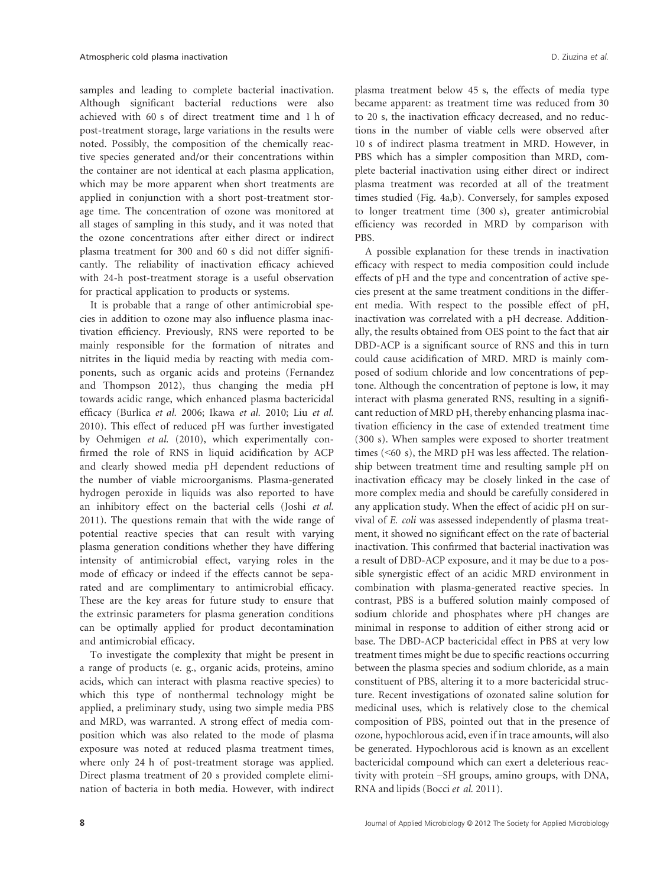samples and leading to complete bacterial inactivation. Although significant bacterial reductions were also achieved with 60 s of direct treatment time and 1 h of post-treatment storage, large variations in the results were noted. Possibly, the composition of the chemically reactive species generated and/or their concentrations within the container are not identical at each plasma application, which may be more apparent when short treatments are applied in conjunction with a short post-treatment storage time. The concentration of ozone was monitored at all stages of sampling in this study, and it was noted that the ozone concentrations after either direct or indirect plasma treatment for 300 and 60 s did not differ significantly. The reliability of inactivation efficacy achieved with 24-h post-treatment storage is a useful observation for practical application to products or systems.

It is probable that a range of other antimicrobial species in addition to ozone may also influence plasma inactivation efficiency. Previously, RNS were reported to be mainly responsible for the formation of nitrates and nitrites in the liquid media by reacting with media components, such as organic acids and proteins (Fernandez and Thompson 2012), thus changing the media pH towards acidic range, which enhanced plasma bactericidal efficacy (Burlica *et al.* 2006; Ikawa *et al.* 2010; Liu *et al.* 2010). This effect of reduced pH was further investigated by Oehmigen *et al.* (2010), which experimentally confirmed the role of RNS in liquid acidification by ACP and clearly showed media pH dependent reductions of the number of viable microorganisms. Plasma-generated hydrogen peroxide in liquids was also reported to have an inhibitory effect on the bacterial cells (Joshi *et al.* 2011). The questions remain that with the wide range of potential reactive species that can result with varying plasma generation conditions whether they have differing intensity of antimicrobial effect, varying roles in the mode of efficacy or indeed if the effects cannot be separated and are complimentary to antimicrobial efficacy. These are the key areas for future study to ensure that the extrinsic parameters for plasma generation conditions can be optimally applied for product decontamination and antimicrobial efficacy.

To investigate the complexity that might be present in a range of products (e. g., organic acids, proteins, amino acids, which can interact with plasma reactive species) to which this type of nonthermal technology might be applied, a preliminary study, using two simple media PBS and MRD, was warranted. A strong effect of media composition which was also related to the mode of plasma exposure was noted at reduced plasma treatment times, where only 24 h of post-treatment storage was applied. Direct plasma treatment of 20 s provided complete elimination of bacteria in both media. However, with indirect plasma treatment below 45 s, the effects of media type became apparent: as treatment time was reduced from 30 to 20 s, the inactivation efficacy decreased, and no reductions in the number of viable cells were observed after 10 s of indirect plasma treatment in MRD. However, in PBS which has a simpler composition than MRD, complete bacterial inactivation using either direct or indirect plasma treatment was recorded at all of the treatment times studied (Fig. 4a,b). Conversely, for samples exposed to longer treatment time (300 s), greater antimicrobial efficiency was recorded in MRD by comparison with PBS.

A possible explanation for these trends in inactivation efficacy with respect to media composition could include effects of pH and the type and concentration of active species present at the same treatment conditions in the different media. With respect to the possible effect of pH, inactivation was correlated with a pH decrease. Additionally, the results obtained from OES point to the fact that air DBD-ACP is a significant source of RNS and this in turn could cause acidification of MRD. MRD is mainly composed of sodium chloride and low concentrations of peptone. Although the concentration of peptone is low, it may interact with plasma generated RNS, resulting in a significant reduction of MRD pH, thereby enhancing plasma inactivation efficiency in the case of extended treatment time (300 s). When samples were exposed to shorter treatment times (<60 s), the MRD pH was less affected. The relationship between treatment time and resulting sample pH on inactivation efficacy may be closely linked in the case of more complex media and should be carefully considered in any application study. When the effect of acidic pH on survival of *E. coli* was assessed independently of plasma treatment, it showed no significant effect on the rate of bacterial inactivation. This confirmed that bacterial inactivation was a result of DBD-ACP exposure, and it may be due to a possible synergistic effect of an acidic MRD environment in combination with plasma-generated reactive species. In contrast, PBS is a buffered solution mainly composed of sodium chloride and phosphates where pH changes are minimal in response to addition of either strong acid or base. The DBD-ACP bactericidal effect in PBS at very low treatment times might be due to specific reactions occurring between the plasma species and sodium chloride, as a main constituent of PBS, altering it to a more bactericidal structure. Recent investigations of ozonated saline solution for medicinal uses, which is relatively close to the chemical composition of PBS, pointed out that in the presence of ozone, hypochlorous acid, even if in trace amounts, will also be generated. Hypochlorous acid is known as an excellent bactericidal compound which can exert a deleterious reactivity with protein –SH groups, amino groups, with DNA, RNA and lipids (Bocci *et al.* 2011).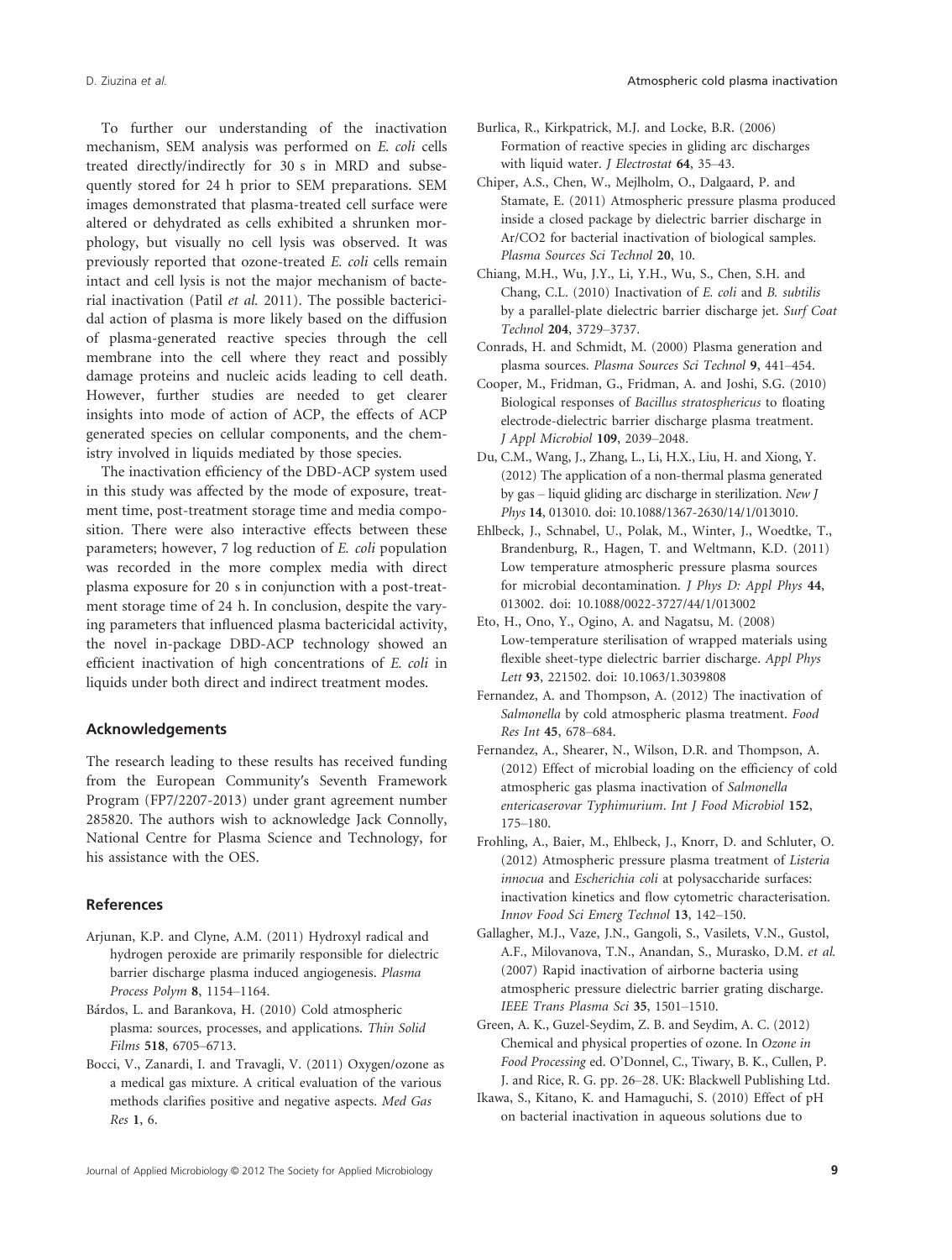To further our understanding of the inactivation mechanism, SEM analysis was performed on *E. coli* cells treated directly/indirectly for 30 s in MRD and subsequently stored for 24 h prior to SEM preparations. SEM images demonstrated that plasma-treated cell surface were altered or dehydrated as cells exhibited a shrunken morphology, but visually no cell lysis was observed. It was previously reported that ozone-treated *E. coli* cells remain intact and cell lysis is not the major mechanism of bacterial inactivation (Patil *et al.* 2011). The possible bactericidal action of plasma is more likely based on the diffusion of plasma-generated reactive species through the cell membrane into the cell where they react and possibly damage proteins and nucleic acids leading to cell death. However, further studies are needed to get clearer insights into mode of action of ACP, the effects of ACP generated species on cellular components, and the chemistry involved in liquids mediated by those species.

The inactivation efficiency of the DBD-ACP system used in this study was affected by the mode of exposure, treatment time, post-treatment storage time and media composition. There were also interactive effects between these parameters; however, 7 log reduction of *E. coli* population was recorded in the more complex media with direct plasma exposure for 20 s in conjunction with a post-treatment storage time of 24 h. In conclusion, despite the varying parameters that influenced plasma bactericidal activity, the novel in-package DBD-ACP technology showed an efficient inactivation of high concentrations of *E. coli* in liquids under both direct and indirect treatment modes.

## Acknowledgements

The research leading to these results has received funding from the European Community's Seventh Framework Program (FP7/2207-2013) under grant agreement number 285820. The authors wish to acknowledge Jack Connolly, National Centre for Plasma Science and Technology, for his assistance with the OES.

## References

Arjunan, K.P. and Clyne, A.M. (2011) Hydroxyl radical and hydrogen peroxide are primarily responsible for dielectric barrier discharge plasma induced angiogenesis. *Plasma Process Polym* **8**, 1154–1164.

Bárdos, L. and Barankova, H. (2010) Cold atmospheric plasma: sources, processes, and applications. *Thin Solid Films* **518**, 6705–6713.

Bocci, V., Zanardi, I. and Travagli, V. (2011) Oxygen/ozone as a medical gas mixture. A critical evaluation of the various methods clarifies positive and negative aspects. *Med Gas Res* **1**, 6.

Burlica, R., Kirkpatrick, M.J. and Locke, B.R. (2006) Formation of reactive species in gliding arc discharges with liquid water. *J Electrostat* **64**, 35–43.

Chiper, A.S., Chen, W., Mejlholm, O., Dalgaard, P. and Stamate, E. (2011) Atmospheric pressure plasma produced inside a closed package by dielectric barrier discharge in Ar/CO2 for bacterial inactivation of biological samples. *Plasma Sources Sci Technol* **20**, 10.

Chiang, M.H., Wu, J.Y., Li, Y.H., Wu, S., Chen, S.H. and Chang, C.L. (2010) Inactivation of *E. coli* and *B. subtilis* by a parallel-plate dielectric barrier discharge jet. *Surf Coat Technol* **204**, 3729–3737.

Conrads, H. and Schmidt, M. (2000) Plasma generation and plasma sources. *Plasma Sources Sci Technol* **9**, 441–454.

Cooper, M., Fridman, G., Fridman, A. and Joshi, S.G. (2010) Biological responses of *Bacillus stratosphericus* to floating electrode-dielectric barrier discharge plasma treatment. *J Appl Microbiol* **109**, 2039–2048.

Du, C.M., Wang, J., Zhang, L., Li, H.X., Liu, H. and Xiong, Y. (2012) The application of a non-thermal plasma generated by gas – liquid gliding arc discharge in sterilization. *New J Phys* **14**, 013010. doi: 10.1088/1367-2630/14/1/013010.

Ehlbeck, J., Schnabel, U., Polak, M., Winter, J., Woedtke, T., Brandenburg, R., Hagen, T. and Weltmann, K.D. (2011) Low temperature atmospheric pressure plasma sources for microbial decontamination. *J Phys D: Appl Phys* **44**, 013002. doi: 10.1088/0022-3727/44/1/013002

Eto, H., Ono, Y., Ogino, A. and Nagatsu, M. (2008) Low-temperature sterilisation of wrapped materials using flexible sheet-type dielectric barrier discharge. *Appl Phys Lett* **93**, 221502. doi: 10.1063/1.3039808

Fernandez, A. and Thompson, A. (2012) The inactivation of *Salmonella* by cold atmospheric plasma treatment. *Food Res Int* **45**, 678–684.

Fernandez, A., Shearer, N., Wilson, D.R. and Thompson, A. (2012) Effect of microbial loading on the efficiency of cold atmospheric gas plasma inactivation of *Salmonella entericaserovar Typhimurium*. *Int J Food Microbiol* **152**, 175–180.

Frohling, A., Baier, M., Ehlbeck, J., Knorr, D. and Schluter, O. (2012) Atmospheric pressure plasma treatment of *Listeria innocua* and *Escherichia coli* at polysaccharide surfaces: inactivation kinetics and flow cytometric characterisation. *Innov Food Sci Emerg Technol* **13**, 142–150.

Gallagher, M.J., Vaze, J.N., Gangoli, S., Vasilets, V.N., Gustol, A.F., Milovanova, T.N., Anandan, S., Murasko, D.M. *et al.* (2007) Rapid inactivation of airborne bacteria using atmospheric pressure dielectric barrier grating discharge. *IEEE Trans Plasma Sci* **35**, 1501–1510.

Green, A. K., Guzel-Seydim, Z. B. and Seydim, A. C. (2012) Chemical and physical properties of ozone. In *Ozone in Food Processing* ed. O'Donnel, C., Tiwary, B. K., Cullen, P. J. and Rice, R. G. pp. 26–28. UK: Blackwell Publishing Ltd.

Ikawa, S., Kitano, K. and Hamaguchi, S. (2010) Effect of pH on bacterial inactivation in aqueous solutions due to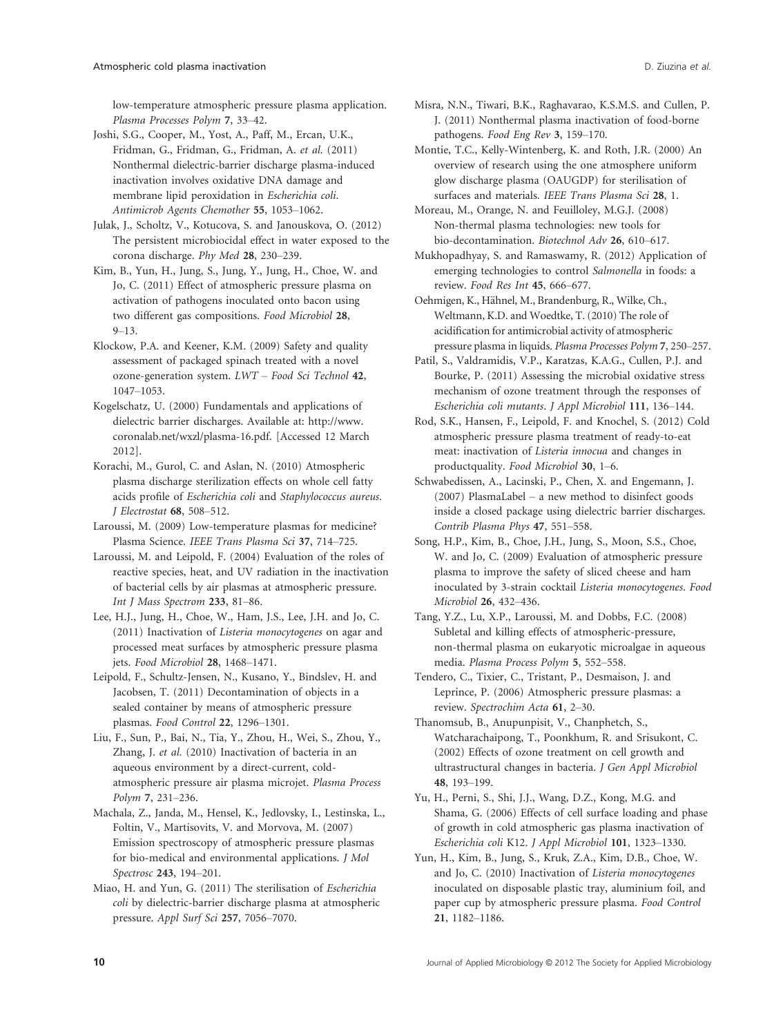low-temperature atmospheric pressure plasma application. *Plasma Processes Polym* **7**, 33–42.

Joshi, S.G., Cooper, M., Yost, A., Paff, M., Ercan, U.K., Fridman, G., Fridman, G., Fridman, A. *et al.* (2011) Nonthermal dielectric-barrier discharge plasma-induced inactivation involves oxidative DNA damage and membrane lipid peroxidation in *Escherichia coli*. *Antimicrob Agents Chemother* **55**, 1053–1062.

Julak, J., Scholtz, V., Kotucova, S. and Janouskova, O. (2012) The persistent microbiocidal effect in water exposed to the corona discharge. *Phy Med* **28**, 230–239.

Kim, B., Yun, H., Jung, S., Jung, Y., Jung, H., Choe, W. and Jo, C. (2011) Effect of atmospheric pressure plasma on activation of pathogens inoculated onto bacon using two different gas compositions. *Food Microbiol* **28**, 9–13.

Klockow, P.A. and Keener, K.M. (2009) Safety and quality assessment of packaged spinach treated with a novel ozone-generation system. *LWT – Food Sci Technol* **42**, 1047–1053.

Kogelschatz, U. (2000) Fundamentals and applications of dielectric barrier discharges. Available at: http://www.coronalab.net/wxzl/plasma-16.pdf. [Accessed 12 March 2012].

Korachi, M., Gurol, C. and Aslan, N. (2010) Atmospheric plasma discharge sterilization effects on whole cell fatty acids profile of *Escherichia coli* and *Staphylococcus aureus*. *J Electrostat* **68**, 508–512.

Laroussi, M. (2009) Low-temperature plasmas for medicine? Plasma Science. *IEEE Trans Plasma Sci* **37**, 714–725.

Laroussi, M. and Leipold, F. (2004) Evaluation of the roles of reactive species, heat, and UV radiation in the inactivation of bacterial cells by air plasmas at atmospheric pressure. *Int J Mass Spectrom* **233**, 81–86.

Lee, H.J., Jung, H., Choe, W., Ham, J.S., Lee, J.H. and Jo, C. (2011) Inactivation of *Listeria monocytogenes* on agar and processed meat surfaces by atmospheric pressure plasma jets. *Food Microbiol* **28**, 1468–1471.

Leipold, F., Schultz-Jensen, N., Kusano, Y., Bindslev, H. and Jacobsen, T. (2011) Decontamination of objects in a sealed container by means of atmospheric pressure plasmas. *Food Control* **22**, 1296–1301.

Liu, F., Sun, P., Bai, N., Tia, Y., Zhou, H., Wei, S., Zhou, Y., Zhang, J. *et al.* (2010) Inactivation of bacteria in an aqueous environment by a direct-current, cold-atmospheric pressure air plasma microjet. *Plasma Process Polym* **7**, 231–236.

Machala, Z., Janda, M., Hensel, K., Jedlovsky, I., Lestinska, L., Foltin, V., Martisovits, V. and Morvova, M. (2007) Emission spectroscopy of atmospheric pressure plasmas for bio-medical and environmental applications. *J Mol Spectrosc* **243**, 194–201.

Miao, H. and Yun, G. (2011) The sterilisation of *Escherichia coli* by dielectric-barrier discharge plasma at atmospheric pressure. *Appl Surf Sci* **257**, 7056–7070.

Misra, N.N., Tiwari, B.K., Raghavarao, K.S.M.S. and Cullen, P. J. (2011) Nonthermal plasma inactivation of food-borne pathogens. *Food Eng Rev* **3**, 159–170.

Montie, T.C., Kelly-Wintenberg, K. and Roth, J.R. (2000) An overview of research using the one atmosphere uniform glow discharge plasma (OAUGDP) for sterilisation of surfaces and materials. *IEEE Trans Plasma Sci* **28**, 1.

Moreau, M., Orange, N. and Feuilloley, M.G.J. (2008) Non-thermal plasma technologies: new tools for bio-decontamination. *Biotechnol Adv* **26**, 610–617.

Mukhopadhyay, S. and Ramaswamy, R. (2012) Application of emerging technologies to control *Salmonella* in foods: a review. *Food Res Int* **45**, 666–677.

Oehmigen, K., Hähnel, M., Brandenburg, R., Wilke, Ch., Weltmann, K.D. and Woedtke, T. (2010) The role of acidification for antimicrobial activity of atmospheric pressure plasma in liquids. *Plasma Processes Polym* **7**, 250–257.

Patil, S., Valdramidis, V.P., Karatzas, K.A.G., Cullen, P.J. and Bourke, P. (2011) Assessing the microbial oxidative stress mechanism of ozone treatment through the responses of *Escherichia coli mutants*. *J Appl Microbiol* **111**, 136–144.

Rod, S.K., Hansen, F., Leipold, F. and Knochel, S. (2012) Cold atmospheric pressure plasma treatment of ready-to-eat meat: inactivation of *Listeria innocua* and changes in productquality. *Food Microbiol* **30**, 1–6.

Schwabedissen, A., Lacinski, P., Chen, X. and Engemann, J. (2007) PlasmaLabel – a new method to disinfect goods inside a closed package using dielectric barrier discharges. *Contrib Plasma Phys* **47**, 551–558.

Song, H.P., Kim, B., Choe, J.H., Jung, S., Moon, S.S., Choe, W. and Jo, C. (2009) Evaluation of atmospheric pressure plasma to improve the safety of sliced cheese and ham inoculated by 3-strain cocktail *Listeria monocytogenes*. *Food Microbiol* **26**, 432–436.

Tang, Y.Z., Lu, X.P., Laroussi, M. and Dobbs, F.C. (2008) Sublethal and killing effects of atmospheric-pressure, non-thermal plasma on eukaryotic microalgae in aqueous media. *Plasma Process Polym* **5**, 552–558.

Tendero, C., Tixier, C., Tristant, P., Desmaison, J. and Leprince, P. (2006) Atmospheric pressure plasmas: a review. *Spectrochim Acta* **61**, 2–30.

Thanomsub, B., Anupunpisit, V., Chanphetch, S., Watcharachaipong, T., Poonkhum, R. and Srisukont, C. (2002) Effects of ozone treatment on cell growth and ultrastructural changes in bacteria. *J Gen Appl Microbiol* **48**, 193–199.

Yu, H., Perni, S., Shi, J.J., Wang, D.Z., Kong, M.G. and Shama, G. (2006) Effects of cell surface loading and phase of growth in cold atmospheric gas plasma inactivation of *Escherichia coli* K12. *J Appl Microbiol* **101**, 1323–1330.

Yun, H., Kim, B., Jung, S., Kruk, Z.A., Kim, D.B., Choe, W. and Jo, C. (2010) Inactivation of *Listeria monocytogenes* inoculated on disposable plastic tray, aluminium foil, and paper cup by atmospheric pressure plasma. *Food Control* **21**, 1182–1186.